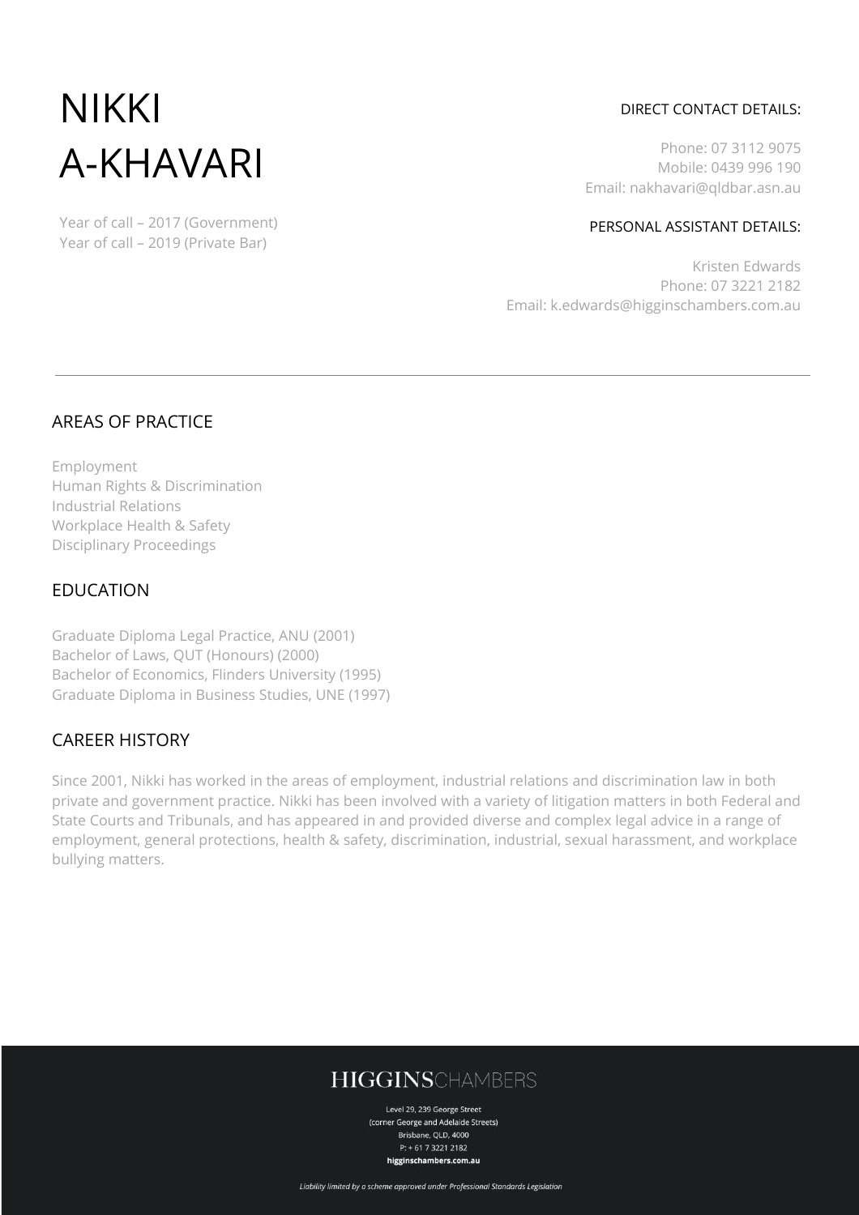# NIKKI A-KHAVARI

Year of call – 2017 (Government)
Year of call – 2019 (Private Bar)

DIRECT CONTACT DETAILS:

Phone: 07 3112 9075
Mobile: 0439 996 190
Email: nakhavari@qldbar.asn.au

PERSONAL ASSISTANT DETAILS:

Kristen Edwards
Phone: 07 3221 2182
Email: k.edwards@higginschambers.com.au

---

## AREAS OF PRACTICE

Employment
Human Rights & Discrimination
Industrial Relations
Workplace Health & Safety
Disciplinary Proceedings

## EDUCATION

Graduate Diploma Legal Practice, ANU (2001)
Bachelor of Laws, QUT (Honours) (2000)
Bachelor of Economics, Flinders University (1995)
Graduate Diploma in Business Studies, UNE (1997)

## CAREER HISTORY

Since 2001, Nikki has worked in the areas of employment, industrial relations and discrimination law in both private and government practice. Nikki has been involved with a variety of litigation matters in both Federal and State Courts and Tribunals, and has appeared in and provided diverse and complex legal advice in a range of employment, general protections, health & safety, discrimination, industrial, sexual harassment, and workplace bullying matters.

HIGGINSCHAMBERS

Level 29, 239 George Street
(corner George and Adelaide Streets)
Brisbane, QLD, 4000
P: + 61 7 3221 2182
**higginschambers.com.au**

*Liability limited by a scheme approved under Professional Standards Legislation*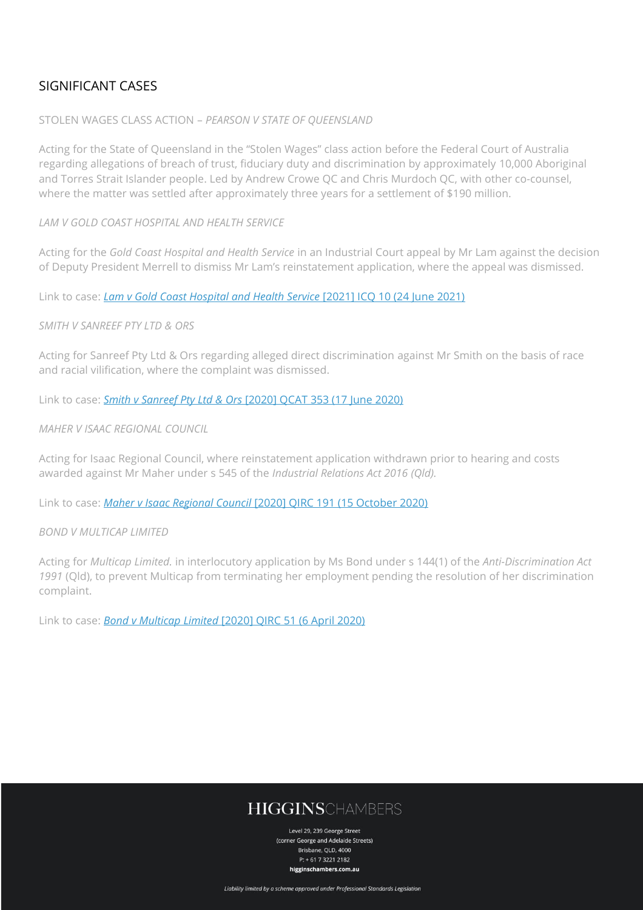## SIGNIFICANT CASES

### STOLEN WAGES CLASS ACTION – *PEARSON V STATE OF QUEENSLAND*

Acting for the State of Queensland in the "Stolen Wages" class action before the Federal Court of Australia regarding allegations of breach of trust, fiduciary duty and discrimination by approximately 10,000 Aboriginal and Torres Strait Islander people. Led by Andrew Crowe QC and Chris Murdoch QC, with other co-counsel, where the matter was settled after approximately three years for a settlement of $190 million.

### *LAM V GOLD COAST HOSPITAL AND HEALTH SERVICE*

Acting for the *Gold Coast Hospital and Health Service* in an Industrial Court appeal by Mr Lam against the decision of Deputy President Merrell to dismiss Mr Lam's reinstatement application, where the appeal was dismissed.

Link to case: *Lam v Gold Coast Hospital and Health Service* [2021] ICQ 10 (24 June 2021)

### *SMITH V SANREEF PTY LTD & ORS*

Acting for Sanreef Pty Ltd & Ors regarding alleged direct discrimination against Mr Smith on the basis of race and racial vilification, where the complaint was dismissed.

Link to case: *Smith v Sanreef Pty Ltd & Ors* [2020] QCAT 353 (17 June 2020)

### *MAHER V ISAAC REGIONAL COUNCIL*

Acting for Isaac Regional Council, where reinstatement application withdrawn prior to hearing and costs awarded against Mr Maher under s 545 of the *Industrial Relations Act 2016 (Qld).*

Link to case: *Maher v Isaac Regional Council* [2020] QIRC 191 (15 October 2020)

### *BOND V MULTICAP LIMITED*

Acting for *Multicap Limited.* in interlocutory application by Ms Bond under s 144(1) of the *Anti-Discrimination Act 1991* (Qld), to prevent Multicap from terminating her employment pending the resolution of her discrimination complaint.

Link to case: *Bond v Multicap Limited* [2020] QIRC 51 (6 April 2020)

**HIGGINS**CHAMBERS

Level 29, 239 George Street
(corner George and Adelaide Streets)
Brisbane, QLD, 4000
P: + 61 7 3221 2182
**higginschambers.com.au**

*Liability limited by a scheme approved under Professional Standards Legislation*